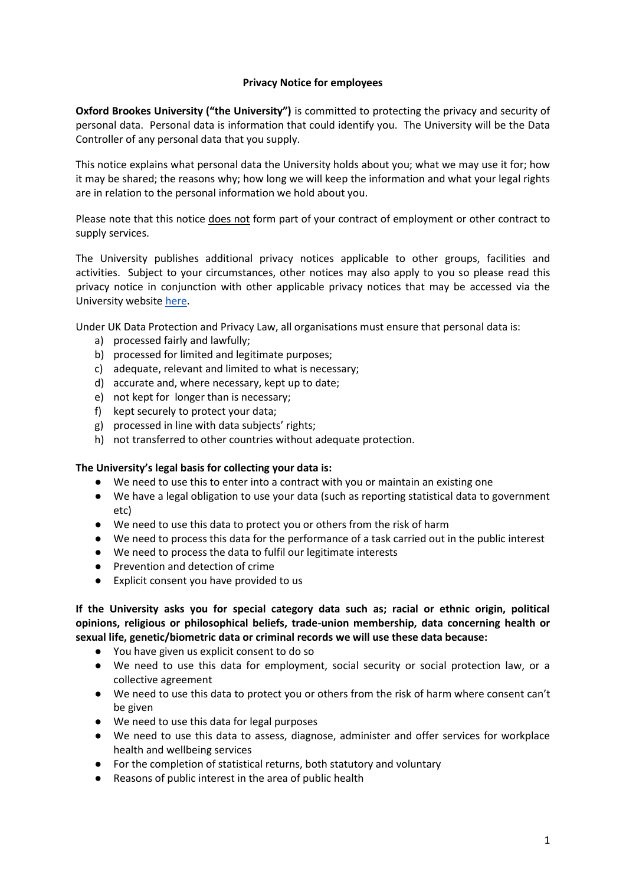# Privacy Notice for employees

**Oxford Brookes University ("the University")** is committed to protecting the privacy and security of personal data. Personal data is information that could identify you. The University will be the Data Controller of any personal data that you supply.

This notice explains what personal data the University holds about you; what we may use it for; how it may be shared; the reasons why; how long we will keep the information and what your legal rights are in relation to the personal information we hold about you.

Please note that this notice does not form part of your contract of employment or other contract to supply services.

The University publishes additional privacy notices applicable to other groups, facilities and activities. Subject to your circumstances, other notices may also apply to you so please read this privacy notice in conjunction with other applicable privacy notices that may be accessed via the University website here.

Under UK Data Protection and Privacy Law, all organisations must ensure that personal data is:

a) processed fairly and lawfully;
b) processed for limited and legitimate purposes;
c) adequate, relevant and limited to what is necessary;
d) accurate and, where necessary, kept up to date;
e) not kept for longer than is necessary;
f) kept securely to protect your data;
g) processed in line with data subjects' rights;
h) not transferred to other countries without adequate protection.

**The University's legal basis for collecting your data is:**

- We need to use this to enter into a contract with you or maintain an existing one
- We have a legal obligation to use your data (such as reporting statistical data to government etc)
- We need to use this data to protect you or others from the risk of harm
- We need to process this data for the performance of a task carried out in the public interest
- We need to process the data to fulfil our legitimate interests
- Prevention and detection of crime
- Explicit consent you have provided to us

**If the University asks you for special category data such as; racial or ethnic origin, political opinions, religious or philosophical beliefs, trade-union membership, data concerning health or sexual life, genetic/biometric data or criminal records we will use these data because:**

- You have given us explicit consent to do so
- We need to use this data for employment, social security or social protection law, or a collective agreement
- We need to use this data to protect you or others from the risk of harm where consent can't be given
- We need to use this data for legal purposes
- We need to use this data to assess, diagnose, administer and offer services for workplace health and wellbeing services
- For the completion of statistical returns, both statutory and voluntary
- Reasons of public interest in the area of public health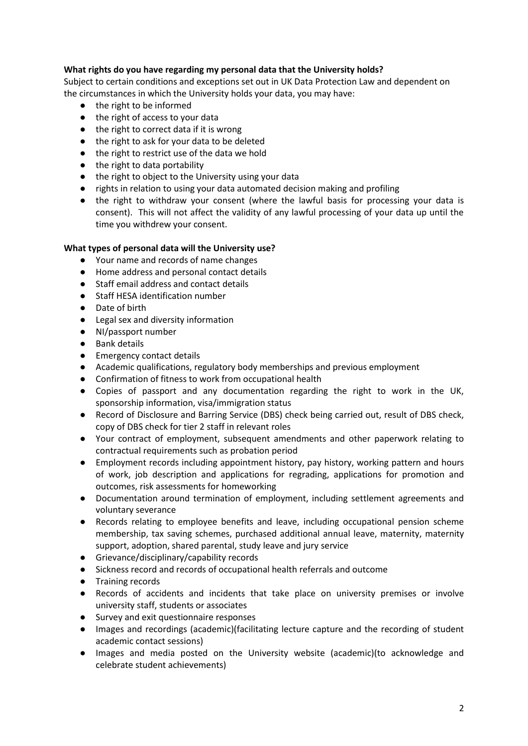**What rights do you have regarding my personal data that the University holds?**

Subject to certain conditions and exceptions set out in UK Data Protection Law and dependent on the circumstances in which the University holds your data, you may have:

- the right to be informed
- the right of access to your data
- the right to correct data if it is wrong
- the right to ask for your data to be deleted
- the right to restrict use of the data we hold
- the right to data portability
- the right to object to the University using your data
- rights in relation to using your data automated decision making and profiling
- the right to withdraw your consent (where the lawful basis for processing your data is consent). This will not affect the validity of any lawful processing of your data up until the time you withdrew your consent.

**What types of personal data will the University use?**

- Your name and records of name changes
- Home address and personal contact details
- Staff email address and contact details
- Staff HESA identification number
- Date of birth
- Legal sex and diversity information
- NI/passport number
- Bank details
- Emergency contact details
- Academic qualifications, regulatory body memberships and previous employment
- Confirmation of fitness to work from occupational health
- Copies of passport and any documentation regarding the right to work in the UK, sponsorship information, visa/immigration status
- Record of Disclosure and Barring Service (DBS) check being carried out, result of DBS check, copy of DBS check for tier 2 staff in relevant roles
- Your contract of employment, subsequent amendments and other paperwork relating to contractual requirements such as probation period
- Employment records including appointment history, pay history, working pattern and hours of work, job description and applications for regrading, applications for promotion and outcomes, risk assessments for homeworking
- Documentation around termination of employment, including settlement agreements and voluntary severance
- Records relating to employee benefits and leave, including occupational pension scheme membership, tax saving schemes, purchased additional annual leave, maternity, maternity support, adoption, shared parental, study leave and jury service
- Grievance/disciplinary/capability records
- Sickness record and records of occupational health referrals and outcome
- Training records
- Records of accidents and incidents that take place on university premises or involve university staff, students or associates
- Survey and exit questionnaire responses
- Images and recordings (academic)(facilitating lecture capture and the recording of student academic contact sessions)
- Images and media posted on the University website (academic)(to acknowledge and celebrate student achievements)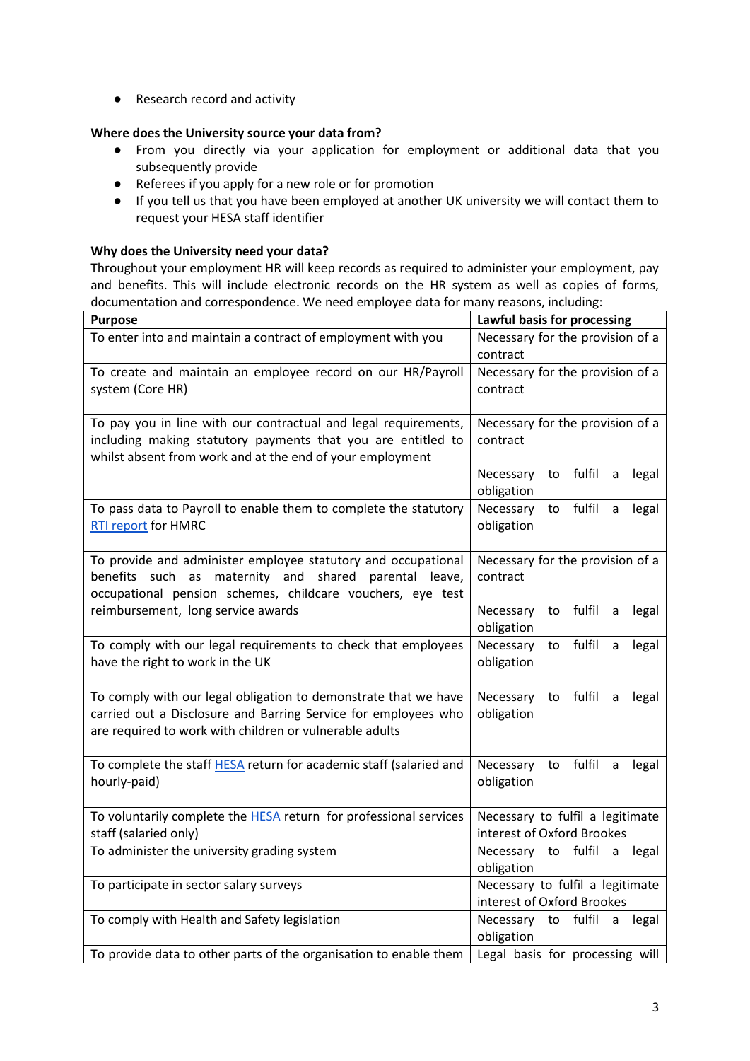- Research record and activity

**Where does the University source your data from?**

- From you directly via your application for employment or additional data that you subsequently provide
- Referees if you apply for a new role or for promotion
- If you tell us that you have been employed at another UK university we will contact them to request your HESA staff identifier

**Why does the University need your data?**

Throughout your employment HR will keep records as required to administer your employment, pay and benefits. This will include electronic records on the HR system as well as copies of forms, documentation and correspondence. We need employee data for many reasons, including:

| Purpose | Lawful basis for processing |
|---|---|
| To enter into and maintain a contract of employment with you | Necessary for the provision of a contract |
| To create and maintain an employee record on our HR/Payroll system (Core HR) | Necessary for the provision of a contract |
| To pay you in line with our contractual and legal requirements, including making statutory payments that you are entitled to whilst absent from work and at the end of your employment | Necessary for the provision of a contract<br><br>Necessary to fulfil a legal obligation |
| To pass data to Payroll to enable them to complete the statutory RTI report for HMRC | Necessary to fulfil a legal obligation |
| To provide and administer employee statutory and occupational benefits such as maternity and shared parental leave, occupational pension schemes, childcare vouchers, eye test reimbursement, long service awards | Necessary for the provision of a contract<br><br>Necessary to fulfil a legal obligation |
| To comply with our legal requirements to check that employees have the right to work in the UK | Necessary to fulfil a legal obligation |
| To comply with our legal obligation to demonstrate that we have carried out a Disclosure and Barring Service for employees who are required to work with children or vulnerable adults | Necessary to fulfil a legal obligation |
| To complete the staff HESA return for academic staff (salaried and hourly-paid) | Necessary to fulfil a legal obligation |
| To voluntarily complete the HESA return for professional services staff (salaried only) | Necessary to fulfil a legitimate interest of Oxford Brookes |
| To administer the university grading system | Necessary to fulfil a legal obligation |
| To participate in sector salary surveys | Necessary to fulfil a legitimate interest of Oxford Brookes |
| To comply with Health and Safety legislation | Necessary to fulfil a legal obligation |
| To provide data to other parts of the organisation to enable them | Legal basis for processing will |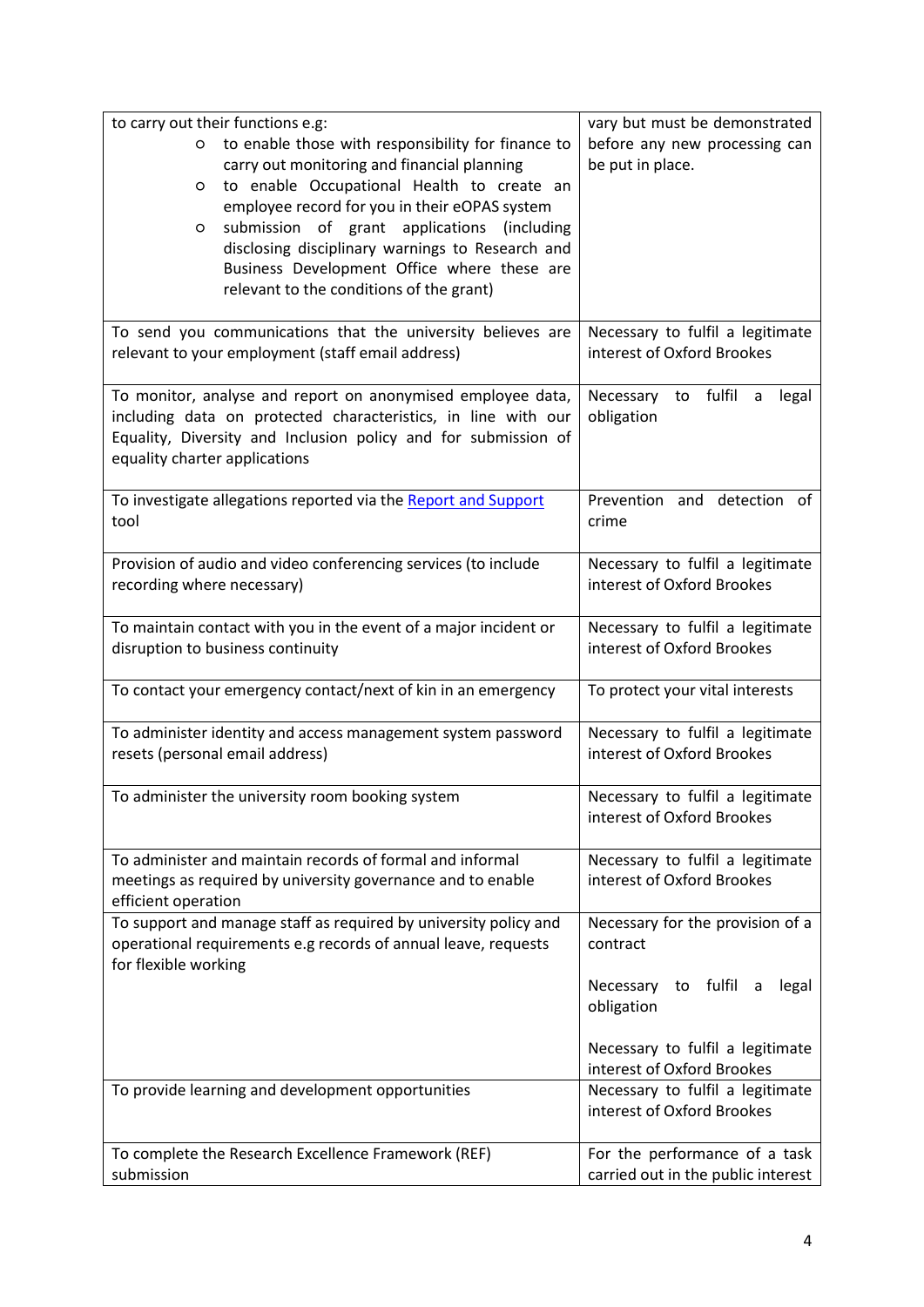| | |
|---|---|
| to carry out their functions e.g:<br>○ to enable those with responsibility for finance to carry out monitoring and financial planning<br>○ to enable Occupational Health to create an employee record for you in their eOPAS system<br>○ submission of grant applications (including disclosing disciplinary warnings to Research and Business Development Office where these are relevant to the conditions of the grant) | vary but must be demonstrated before any new processing can be put in place. |
| To send you communications that the university believes are relevant to your employment (staff email address) | Necessary to fulfil a legitimate interest of Oxford Brookes |
| To monitor, analyse and report on anonymised employee data, including data on protected characteristics, in line with our Equality, Diversity and Inclusion policy and for submission of equality charter applications | Necessary to fulfil a legal obligation |
| To investigate allegations reported via the Report and Support tool | Prevention and detection of crime |
| Provision of audio and video conferencing services (to include recording where necessary) | Necessary to fulfil a legitimate interest of Oxford Brookes |
| To maintain contact with you in the event of a major incident or disruption to business continuity | Necessary to fulfil a legitimate interest of Oxford Brookes |
| To contact your emergency contact/next of kin in an emergency | To protect your vital interests |
| To administer identity and access management system password resets (personal email address) | Necessary to fulfil a legitimate interest of Oxford Brookes |
| To administer the university room booking system | Necessary to fulfil a legitimate interest of Oxford Brookes |
| To administer and maintain records of formal and informal meetings as required by university governance and to enable efficient operation | Necessary to fulfil a legitimate interest of Oxford Brookes |
| To support and manage staff as required by university policy and operational requirements e.g records of annual leave, requests for flexible working | Necessary for the provision of a contract<br><br>Necessary to fulfil a legal obligation<br><br>Necessary to fulfil a legitimate interest of Oxford Brookes |
| To provide learning and development opportunities | Necessary to fulfil a legitimate interest of Oxford Brookes |
| To complete the Research Excellence Framework (REF) submission | For the performance of a task carried out in the public interest |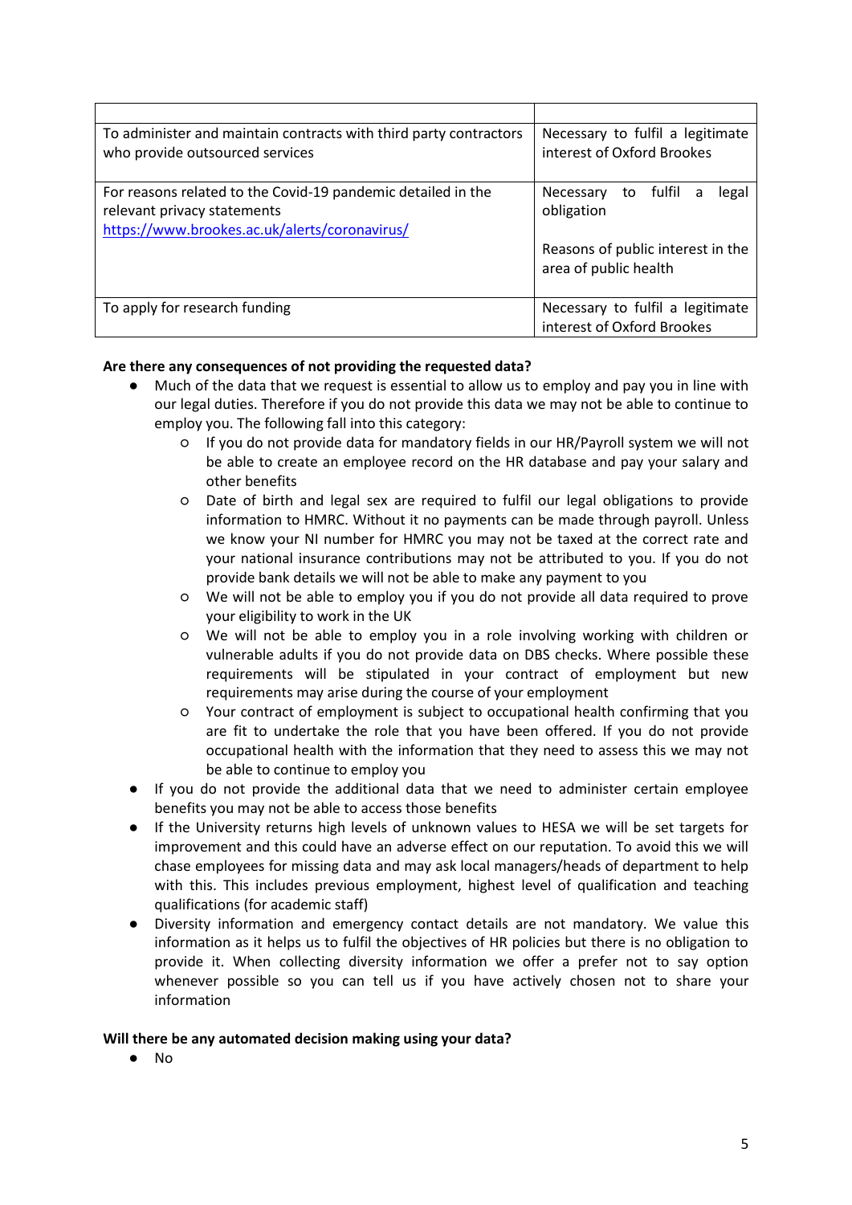| | |
|---|---|
| To administer and maintain contracts with third party contractors who provide outsourced services | Necessary to fulfil a legitimate interest of Oxford Brookes |
| For reasons related to the Covid-19 pandemic detailed in the relevant privacy statements [https://www.brookes.ac.uk/alerts/coronavirus/](https://www.brookes.ac.uk/alerts/coronavirus/) | Necessary to fulfil a legal obligation<br><br>Reasons of public interest in the area of public health |
| To apply for research funding | Necessary to fulfil a legitimate interest of Oxford Brookes |

**Are there any consequences of not providing the requested data?**

- Much of the data that we request is essential to allow us to employ and pay you in line with our legal duties. Therefore if you do not provide this data we may not be able to continue to employ you. The following fall into this category:
    - If you do not provide data for mandatory fields in our HR/Payroll system we will not be able to create an employee record on the HR database and pay your salary and other benefits
    - Date of birth and legal sex are required to fulfil our legal obligations to provide information to HMRC. Without it no payments can be made through payroll. Unless we know your NI number for HMRC you may not be taxed at the correct rate and your national insurance contributions may not be attributed to you. If you do not provide bank details we will not be able to make any payment to you
    - We will not be able to employ you if you do not provide all data required to prove your eligibility to work in the UK
    - We will not be able to employ you in a role involving working with children or vulnerable adults if you do not provide data on DBS checks. Where possible these requirements will be stipulated in your contract of employment but new requirements may arise during the course of your employment
    - Your contract of employment is subject to occupational health confirming that you are fit to undertake the role that you have been offered. If you do not provide occupational health with the information that they need to assess this we may not be able to continue to employ you
- If you do not provide the additional data that we need to administer certain employee benefits you may not be able to access those benefits
- If the University returns high levels of unknown values to HESA we will be set targets for improvement and this could have an adverse effect on our reputation. To avoid this we will chase employees for missing data and may ask local managers/heads of department to help with this. This includes previous employment, highest level of qualification and teaching qualifications (for academic staff)
- Diversity information and emergency contact details are not mandatory. We value this information as it helps us to fulfil the objectives of HR policies but there is no obligation to provide it. When collecting diversity information we offer a prefer not to say option whenever possible so you can tell us if you have actively chosen not to share your information

**Will there be any automated decision making using your data?**

- No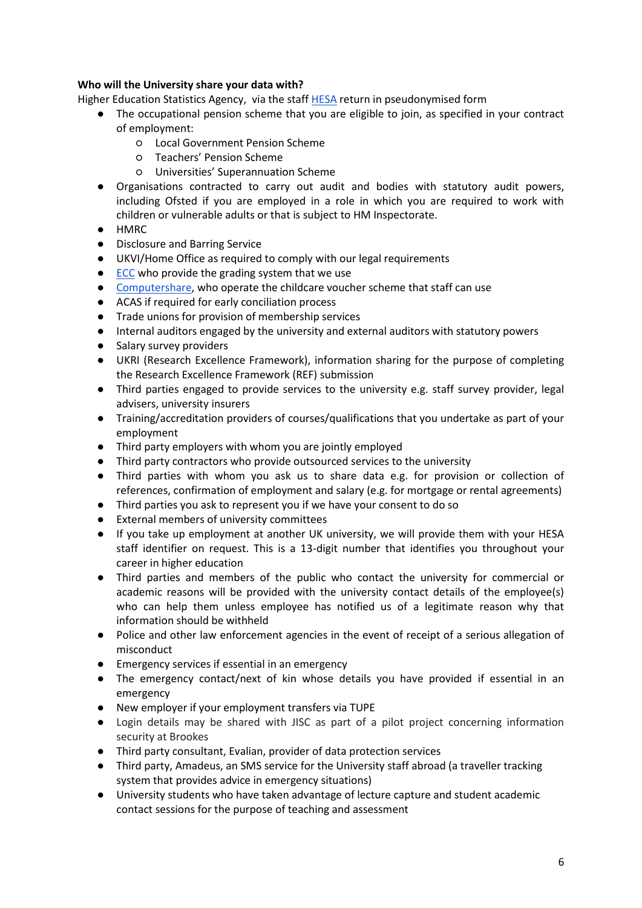**Who will the University share your data with?**

Higher Education Statistics Agency, via the staff HESA return in pseudonymised form

- The occupational pension scheme that you are eligible to join, as specified in your contract of employment:
    - Local Government Pension Scheme
    - Teachers' Pension Scheme
    - Universities' Superannuation Scheme
- Organisations contracted to carry out audit and bodies with statutory audit powers, including Ofsted if you are employed in a role in which you are required to work with children or vulnerable adults or that is subject to HM Inspectorate.
- HMRC
- Disclosure and Barring Service
- UKVI/Home Office as required to comply with our legal requirements
- ECC who provide the grading system that we use
- Computershare, who operate the childcare voucher scheme that staff can use
- ACAS if required for early conciliation process
- Trade unions for provision of membership services
- Internal auditors engaged by the university and external auditors with statutory powers
- Salary survey providers
- UKRI (Research Excellence Framework), information sharing for the purpose of completing the Research Excellence Framework (REF) submission
- Third parties engaged to provide services to the university e.g. staff survey provider, legal advisers, university insurers
- Training/accreditation providers of courses/qualifications that you undertake as part of your employment
- Third party employers with whom you are jointly employed
- Third party contractors who provide outsourced services to the university
- Third parties with whom you ask us to share data e.g. for provision or collection of references, confirmation of employment and salary (e.g. for mortgage or rental agreements)
- Third parties you ask to represent you if we have your consent to do so
- External members of university committees
- If you take up employment at another UK university, we will provide them with your HESA staff identifier on request. This is a 13-digit number that identifies you throughout your career in higher education
- Third parties and members of the public who contact the university for commercial or academic reasons will be provided with the university contact details of the employee(s) who can help them unless employee has notified us of a legitimate reason why that information should be withheld
- Police and other law enforcement agencies in the event of receipt of a serious allegation of misconduct
- Emergency services if essential in an emergency
- The emergency contact/next of kin whose details you have provided if essential in an emergency
- New employer if your employment transfers via TUPE
- Login details may be shared with JISC as part of a pilot project concerning information security at Brookes
- Third party consultant, Evalian, provider of data protection services
- Third party, Amadeus, an SMS service for the University staff abroad (a traveller tracking system that provides advice in emergency situations)
- University students who have taken advantage of lecture capture and student academic contact sessions for the purpose of teaching and assessment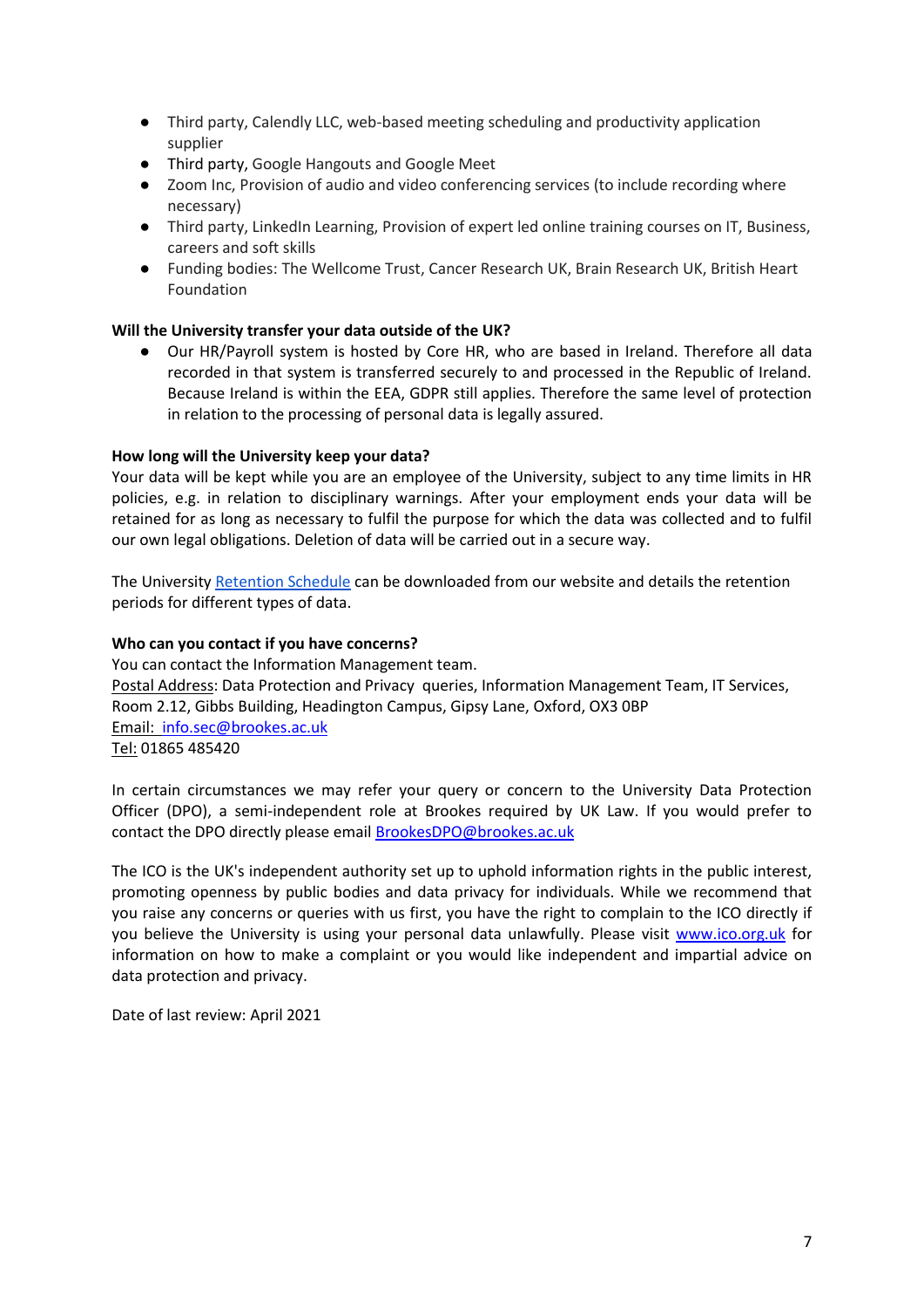- Third party, Calendly LLC, web-based meeting scheduling and productivity application supplier
- Third party, Google Hangouts and Google Meet
- Zoom Inc, Provision of audio and video conferencing services (to include recording where necessary)
- Third party, LinkedIn Learning, Provision of expert led online training courses on IT, Business, careers and soft skills
- Funding bodies: The Wellcome Trust, Cancer Research UK, Brain Research UK, British Heart Foundation

**Will the University transfer your data outside of the UK?**

- Our HR/Payroll system is hosted by Core HR, who are based in Ireland. Therefore all data recorded in that system is transferred securely to and processed in the Republic of Ireland. Because Ireland is within the EEA, GDPR still applies. Therefore the same level of protection in relation to the processing of personal data is legally assured.

**How long will the University keep your data?**

Your data will be kept while you are an employee of the University, subject to any time limits in HR policies, e.g. in relation to disciplinary warnings. After your employment ends your data will be retained for as long as necessary to fulfil the purpose for which the data was collected and to fulfil our own legal obligations. Deletion of data will be carried out in a secure way.

The University Retention Schedule can be downloaded from our website and details the retention periods for different types of data.

**Who can you contact if you have concerns?**

You can contact the Information Management team.
Postal Address: Data Protection and Privacy queries, Information Management Team, IT Services, Room 2.12, Gibbs Building, Headington Campus, Gipsy Lane, Oxford, OX3 0BP
Email: info.sec@brookes.ac.uk
Tel: 01865 485420

In certain circumstances we may refer your query or concern to the University Data Protection Officer (DPO), a semi-independent role at Brookes required by UK Law. If you would prefer to contact the DPO directly please email BrookesDPO@brookes.ac.uk

The ICO is the UK's independent authority set up to uphold information rights in the public interest, promoting openness by public bodies and data privacy for individuals. While we recommend that you raise any concerns or queries with us first, you have the right to complain to the ICO directly if you believe the University is using your personal data unlawfully. Please visit www.ico.org.uk for information on how to make a complaint or you would like independent and impartial advice on data protection and privacy.

Date of last review: April 2021